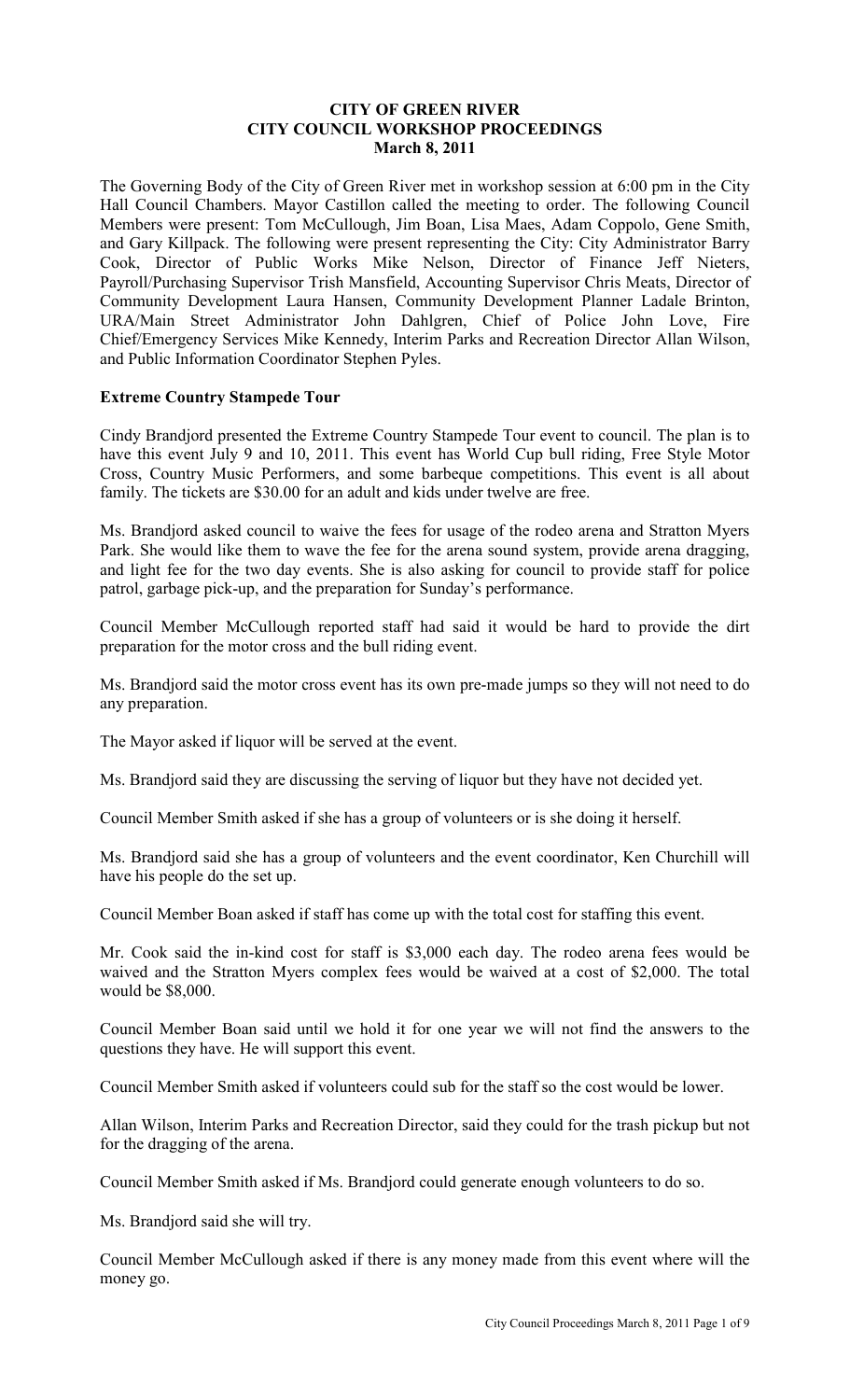# CITY OF GREEN RIVER
## CITY COUNCIL WORKSHOP PROCEEDINGS
### March 8, 2011

The Governing Body of the City of Green River met in workshop session at 6:00 pm in the City Hall Council Chambers. Mayor Castillon called the meeting to order. The following Council Members were present: Tom McCullough, Jim Boan, Lisa Maes, Adam Coppolo, Gene Smith, and Gary Killpack. The following were present representing the City: City Administrator Barry Cook, Director of Public Works Mike Nelson, Director of Finance Jeff Nieters, Payroll/Purchasing Supervisor Trish Mansfield, Accounting Supervisor Chris Meats, Director of Community Development Laura Hansen, Community Development Planner Ladale Brinton, URA/Main Street Administrator John Dahlgren, Chief of Police John Love, Fire Chief/Emergency Services Mike Kennedy, Interim Parks and Recreation Director Allan Wilson, and Public Information Coordinator Stephen Pyles.

**Extreme Country Stampede Tour**

Cindy Brandjord presented the Extreme Country Stampede Tour event to council. The plan is to have this event July 9 and 10, 2011. This event has World Cup bull riding, Free Style Motor Cross, Country Music Performers, and some barbeque competitions. This event is all about family. The tickets are $30.00 for an adult and kids under twelve are free.

Ms. Brandjord asked council to waive the fees for usage of the rodeo arena and Stratton Myers Park. She would like them to wave the fee for the arena sound system, provide arena dragging, and light fee for the two day events. She is also asking for council to provide staff for police patrol, garbage pick-up, and the preparation for Sunday's performance.

Council Member McCullough reported staff had said it would be hard to provide the dirt preparation for the motor cross and the bull riding event.

Ms. Brandjord said the motor cross event has its own pre-made jumps so they will not need to do any preparation.

The Mayor asked if liquor will be served at the event.

Ms. Brandjord said they are discussing the serving of liquor but they have not decided yet.

Council Member Smith asked if she has a group of volunteers or is she doing it herself.

Ms. Brandjord said she has a group of volunteers and the event coordinator, Ken Churchill will have his people do the set up.

Council Member Boan asked if staff has come up with the total cost for staffing this event.

Mr. Cook said the in-kind cost for staff is $3,000 each day. The rodeo arena fees would be waived and the Stratton Myers complex fees would be waived at a cost of $2,000. The total would be $8,000.

Council Member Boan said until we hold it for one year we will not find the answers to the questions they have. He will support this event.

Council Member Smith asked if volunteers could sub for the staff so the cost would be lower.

Allan Wilson, Interim Parks and Recreation Director, said they could for the trash pickup but not for the dragging of the arena.

Council Member Smith asked if Ms. Brandjord could generate enough volunteers to do so.

Ms. Brandjord said she will try.

Council Member McCullough asked if there is any money made from this event where will the money go.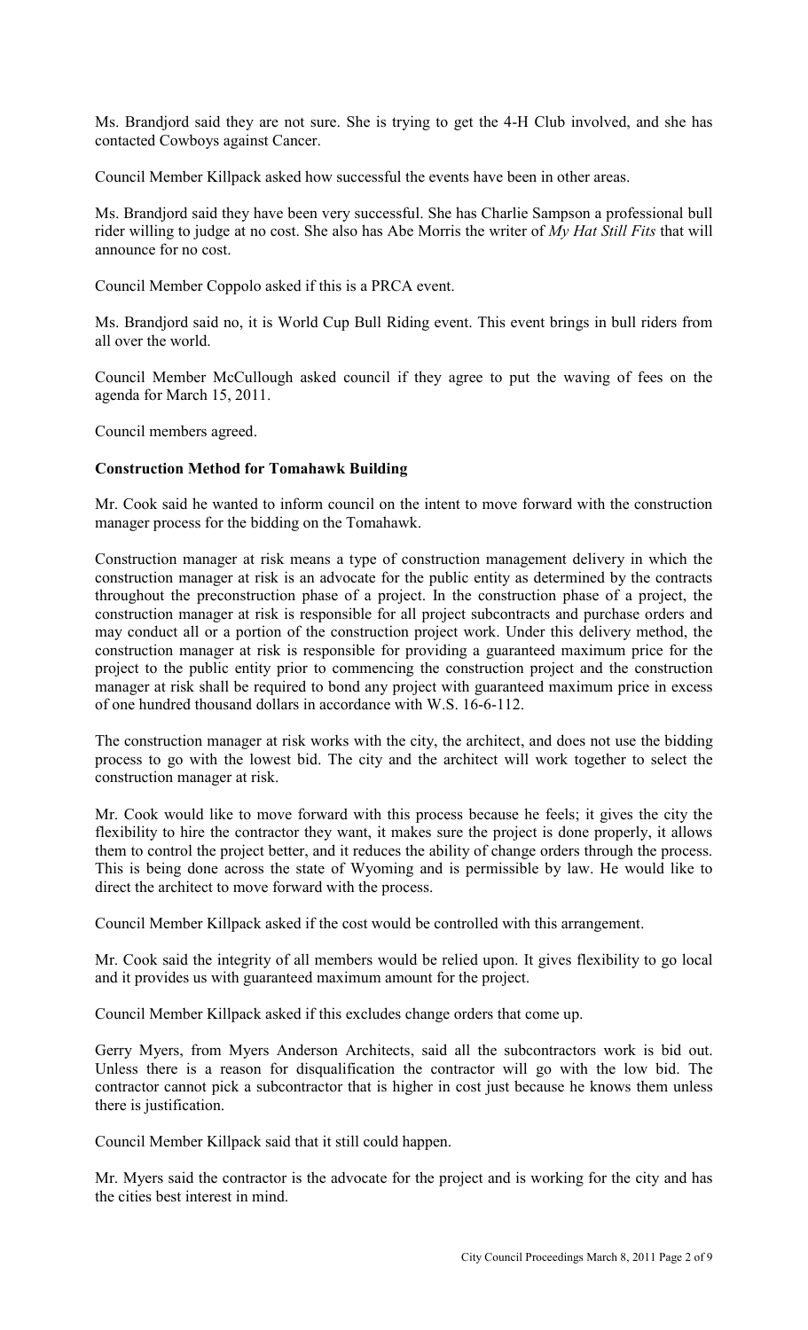Ms. Brandjord said they are not sure. She is trying to get the 4-H Club involved, and she has contacted Cowboys against Cancer.

Council Member Killpack asked how successful the events have been in other areas.

Ms. Brandjord said they have been very successful. She has Charlie Sampson a professional bull rider willing to judge at no cost. She also has Abe Morris the writer of *My Hat Still Fits* that will announce for no cost.

Council Member Coppolo asked if this is a PRCA event.

Ms. Brandjord said no, it is World Cup Bull Riding event. This event brings in bull riders from all over the world.

Council Member McCullough asked council if they agree to put the waving of fees on the agenda for March 15, 2011.

Council members agreed.

**Construction Method for Tomahawk Building**

Mr. Cook said he wanted to inform council on the intent to move forward with the construction manager process for the bidding on the Tomahawk.

Construction manager at risk means a type of construction management delivery in which the construction manager at risk is an advocate for the public entity as determined by the contracts throughout the preconstruction phase of a project. In the construction phase of a project, the construction manager at risk is responsible for all project subcontracts and purchase orders and may conduct all or a portion of the construction project work. Under this delivery method, the construction manager at risk is responsible for providing a guaranteed maximum price for the project to the public entity prior to commencing the construction project and the construction manager at risk shall be required to bond any project with guaranteed maximum price in excess of one hundred thousand dollars in accordance with W.S. 16-6-112.

The construction manager at risk works with the city, the architect, and does not use the bidding process to go with the lowest bid. The city and the architect will work together to select the construction manager at risk.

Mr. Cook would like to move forward with this process because he feels; it gives the city the flexibility to hire the contractor they want, it makes sure the project is done properly, it allows them to control the project better, and it reduces the ability of change orders through the process. This is being done across the state of Wyoming and is permissible by law. He would like to direct the architect to move forward with the process.

Council Member Killpack asked if the cost would be controlled with this arrangement.

Mr. Cook said the integrity of all members would be relied upon. It gives flexibility to go local and it provides us with guaranteed maximum amount for the project.

Council Member Killpack asked if this excludes change orders that come up.

Gerry Myers, from Myers Anderson Architects, said all the subcontractors work is bid out. Unless there is a reason for disqualification the contractor will go with the low bid. The contractor cannot pick a subcontractor that is higher in cost just because he knows them unless there is justification.

Council Member Killpack said that it still could happen.

Mr. Myers said the contractor is the advocate for the project and is working for the city and has the cities best interest in mind.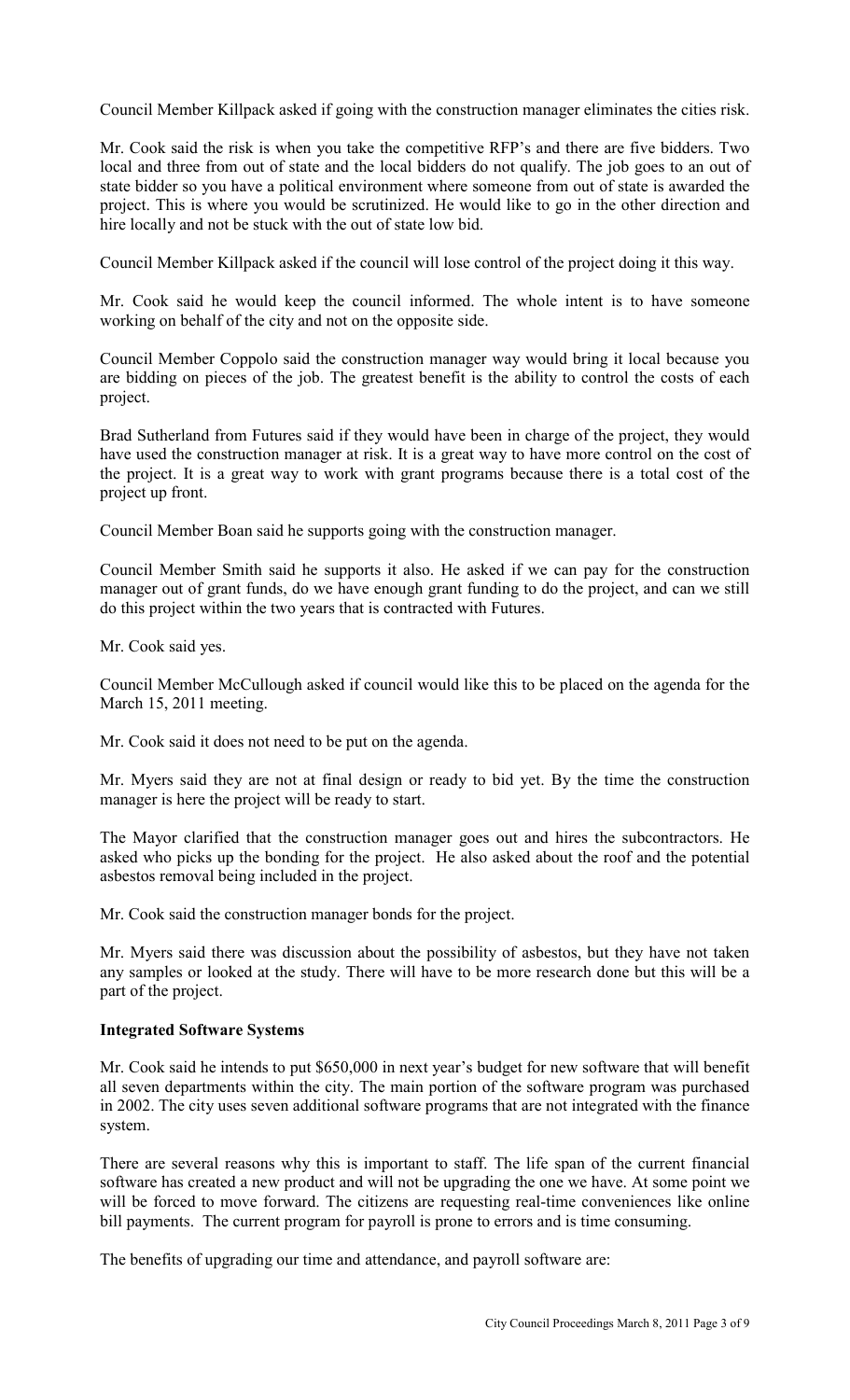Council Member Killpack asked if going with the construction manager eliminates the cities risk.

Mr. Cook said the risk is when you take the competitive RFP's and there are five bidders. Two local and three from out of state and the local bidders do not qualify. The job goes to an out of state bidder so you have a political environment where someone from out of state is awarded the project. This is where you would be scrutinized. He would like to go in the other direction and hire locally and not be stuck with the out of state low bid.

Council Member Killpack asked if the council will lose control of the project doing it this way.

Mr. Cook said he would keep the council informed. The whole intent is to have someone working on behalf of the city and not on the opposite side.

Council Member Coppolo said the construction manager way would bring it local because you are bidding on pieces of the job. The greatest benefit is the ability to control the costs of each project.

Brad Sutherland from Futures said if they would have been in charge of the project, they would have used the construction manager at risk. It is a great way to have more control on the cost of the project. It is a great way to work with grant programs because there is a total cost of the project up front.

Council Member Boan said he supports going with the construction manager.

Council Member Smith said he supports it also. He asked if we can pay for the construction manager out of grant funds, do we have enough grant funding to do the project, and can we still do this project within the two years that is contracted with Futures.

Mr. Cook said yes.

Council Member McCullough asked if council would like this to be placed on the agenda for the March 15, 2011 meeting.

Mr. Cook said it does not need to be put on the agenda.

Mr. Myers said they are not at final design or ready to bid yet. By the time the construction manager is here the project will be ready to start.

The Mayor clarified that the construction manager goes out and hires the subcontractors. He asked who picks up the bonding for the project. He also asked about the roof and the potential asbestos removal being included in the project.

Mr. Cook said the construction manager bonds for the project.

Mr. Myers said there was discussion about the possibility of asbestos, but they have not taken any samples or looked at the study. There will have to be more research done but this will be a part of the project.

**Integrated Software Systems**

Mr. Cook said he intends to put $650,000 in next year's budget for new software that will benefit all seven departments within the city. The main portion of the software program was purchased in 2002. The city uses seven additional software programs that are not integrated with the finance system.

There are several reasons why this is important to staff. The life span of the current financial software has created a new product and will not be upgrading the one we have. At some point we will be forced to move forward. The citizens are requesting real-time conveniences like online bill payments. The current program for payroll is prone to errors and is time consuming.

The benefits of upgrading our time and attendance, and payroll software are: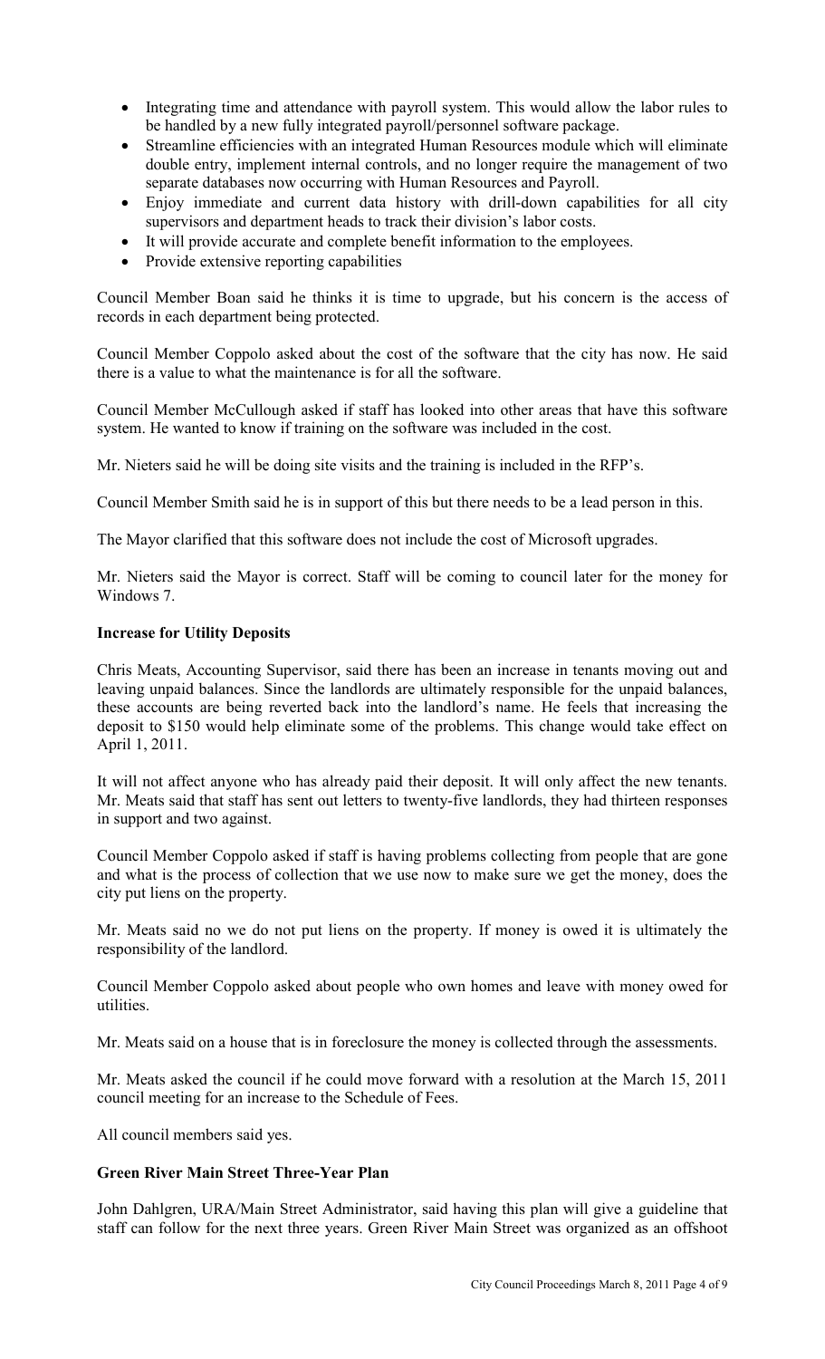- Integrating time and attendance with payroll system. This would allow the labor rules to be handled by a new fully integrated payroll/personnel software package.
- Streamline efficiencies with an integrated Human Resources module which will eliminate double entry, implement internal controls, and no longer require the management of two separate databases now occurring with Human Resources and Payroll.
- Enjoy immediate and current data history with drill-down capabilities for all city supervisors and department heads to track their division's labor costs.
- It will provide accurate and complete benefit information to the employees.
- Provide extensive reporting capabilities

Council Member Boan said he thinks it is time to upgrade, but his concern is the access of records in each department being protected.

Council Member Coppolo asked about the cost of the software that the city has now. He said there is a value to what the maintenance is for all the software.

Council Member McCullough asked if staff has looked into other areas that have this software system. He wanted to know if training on the software was included in the cost.

Mr. Nieters said he will be doing site visits and the training is included in the RFP's.

Council Member Smith said he is in support of this but there needs to be a lead person in this.

The Mayor clarified that this software does not include the cost of Microsoft upgrades.

Mr. Nieters said the Mayor is correct. Staff will be coming to council later for the money for Windows 7.

**Increase for Utility Deposits**

Chris Meats, Accounting Supervisor, said there has been an increase in tenants moving out and leaving unpaid balances. Since the landlords are ultimately responsible for the unpaid balances, these accounts are being reverted back into the landlord's name. He feels that increasing the deposit to $150 would help eliminate some of the problems. This change would take effect on April 1, 2011.

It will not affect anyone who has already paid their deposit. It will only affect the new tenants. Mr. Meats said that staff has sent out letters to twenty-five landlords, they had thirteen responses in support and two against.

Council Member Coppolo asked if staff is having problems collecting from people that are gone and what is the process of collection that we use now to make sure we get the money, does the city put liens on the property.

Mr. Meats said no we do not put liens on the property. If money is owed it is ultimately the responsibility of the landlord.

Council Member Coppolo asked about people who own homes and leave with money owed for utilities.

Mr. Meats said on a house that is in foreclosure the money is collected through the assessments.

Mr. Meats asked the council if he could move forward with a resolution at the March 15, 2011 council meeting for an increase to the Schedule of Fees.

All council members said yes.

**Green River Main Street Three-Year Plan**

John Dahlgren, URA/Main Street Administrator, said having this plan will give a guideline that staff can follow for the next three years. Green River Main Street was organized as an offshoot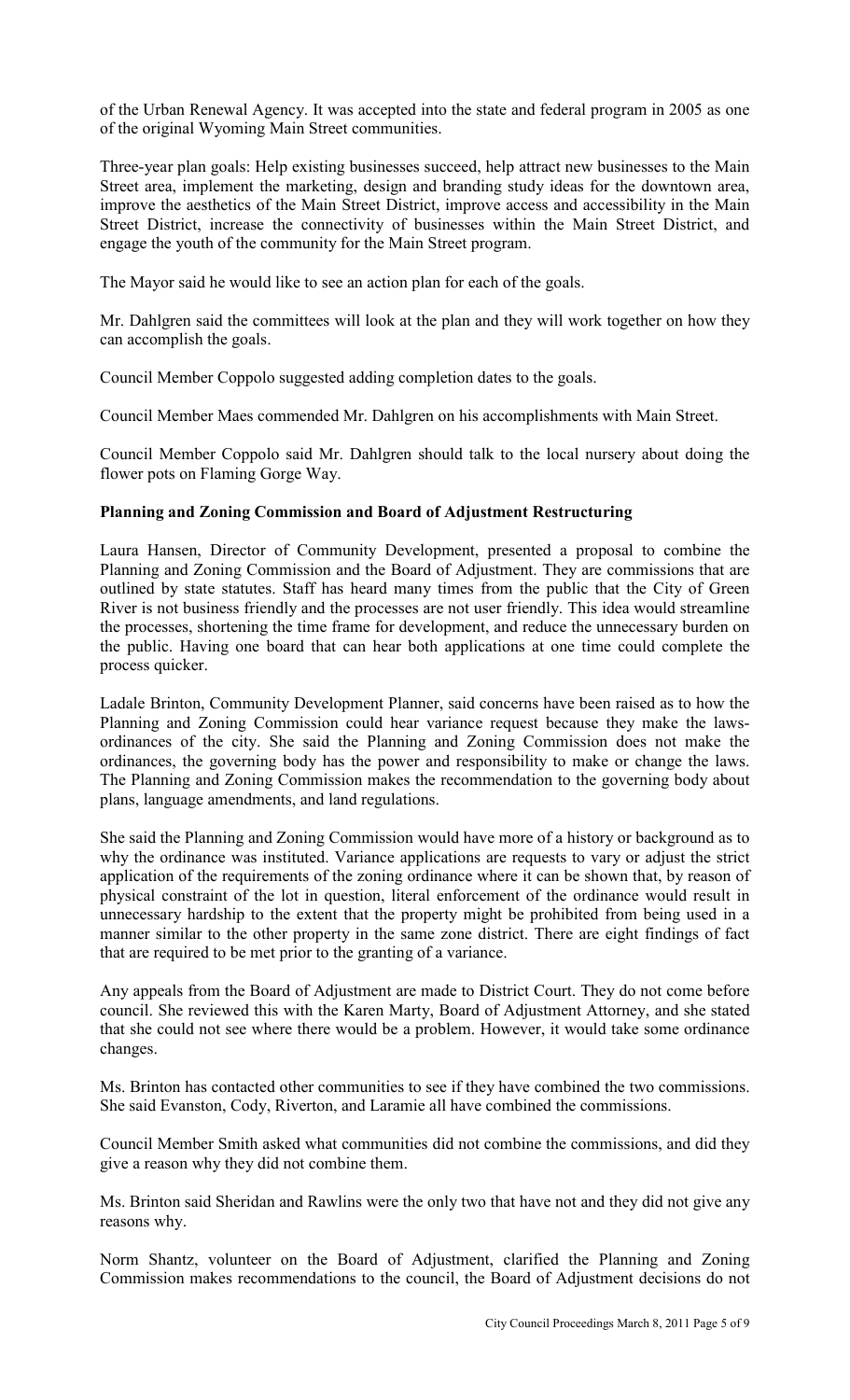of the Urban Renewal Agency. It was accepted into the state and federal program in 2005 as one of the original Wyoming Main Street communities.

Three-year plan goals: Help existing businesses succeed, help attract new businesses to the Main Street area, implement the marketing, design and branding study ideas for the downtown area, improve the aesthetics of the Main Street District, improve access and accessibility in the Main Street District, increase the connectivity of businesses within the Main Street District, and engage the youth of the community for the Main Street program.

The Mayor said he would like to see an action plan for each of the goals.

Mr. Dahlgren said the committees will look at the plan and they will work together on how they can accomplish the goals.

Council Member Coppolo suggested adding completion dates to the goals.

Council Member Maes commended Mr. Dahlgren on his accomplishments with Main Street.

Council Member Coppolo said Mr. Dahlgren should talk to the local nursery about doing the flower pots on Flaming Gorge Way.

**Planning and Zoning Commission and Board of Adjustment Restructuring**

Laura Hansen, Director of Community Development, presented a proposal to combine the Planning and Zoning Commission and the Board of Adjustment. They are commissions that are outlined by state statutes. Staff has heard many times from the public that the City of Green River is not business friendly and the processes are not user friendly. This idea would streamline the processes, shortening the time frame for development, and reduce the unnecessary burden on the public. Having one board that can hear both applications at one time could complete the process quicker.

Ladale Brinton, Community Development Planner, said concerns have been raised as to how the Planning and Zoning Commission could hear variance request because they make the laws-ordinances of the city. She said the Planning and Zoning Commission does not make the ordinances, the governing body has the power and responsibility to make or change the laws. The Planning and Zoning Commission makes the recommendation to the governing body about plans, language amendments, and land regulations.

She said the Planning and Zoning Commission would have more of a history or background as to why the ordinance was instituted. Variance applications are requests to vary or adjust the strict application of the requirements of the zoning ordinance where it can be shown that, by reason of physical constraint of the lot in question, literal enforcement of the ordinance would result in unnecessary hardship to the extent that the property might be prohibited from being used in a manner similar to the other property in the same zone district. There are eight findings of fact that are required to be met prior to the granting of a variance.

Any appeals from the Board of Adjustment are made to District Court. They do not come before council. She reviewed this with the Karen Marty, Board of Adjustment Attorney, and she stated that she could not see where there would be a problem. However, it would take some ordinance changes.

Ms. Brinton has contacted other communities to see if they have combined the two commissions. She said Evanston, Cody, Riverton, and Laramie all have combined the commissions.

Council Member Smith asked what communities did not combine the commissions, and did they give a reason why they did not combine them.

Ms. Brinton said Sheridan and Rawlins were the only two that have not and they did not give any reasons why.

Norm Shantz, volunteer on the Board of Adjustment, clarified the Planning and Zoning Commission makes recommendations to the council, the Board of Adjustment decisions do not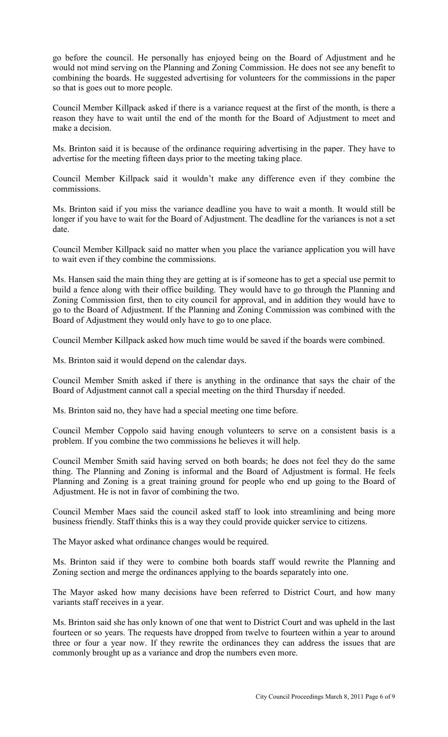go before the council. He personally has enjoyed being on the Board of Adjustment and he would not mind serving on the Planning and Zoning Commission. He does not see any benefit to combining the boards. He suggested advertising for volunteers for the commissions in the paper so that is goes out to more people.

Council Member Killpack asked if there is a variance request at the first of the month, is there a reason they have to wait until the end of the month for the Board of Adjustment to meet and make a decision.

Ms. Brinton said it is because of the ordinance requiring advertising in the paper. They have to advertise for the meeting fifteen days prior to the meeting taking place.

Council Member Killpack said it wouldn't make any difference even if they combine the commissions.

Ms. Brinton said if you miss the variance deadline you have to wait a month. It would still be longer if you have to wait for the Board of Adjustment. The deadline for the variances is not a set date.

Council Member Killpack said no matter when you place the variance application you will have to wait even if they combine the commissions.

Ms. Hansen said the main thing they are getting at is if someone has to get a special use permit to build a fence along with their office building. They would have to go through the Planning and Zoning Commission first, then to city council for approval, and in addition they would have to go to the Board of Adjustment. If the Planning and Zoning Commission was combined with the Board of Adjustment they would only have to go to one place.

Council Member Killpack asked how much time would be saved if the boards were combined.

Ms. Brinton said it would depend on the calendar days.

Council Member Smith asked if there is anything in the ordinance that says the chair of the Board of Adjustment cannot call a special meeting on the third Thursday if needed.

Ms. Brinton said no, they have had a special meeting one time before.

Council Member Coppolo said having enough volunteers to serve on a consistent basis is a problem. If you combine the two commissions he believes it will help.

Council Member Smith said having served on both boards; he does not feel they do the same thing. The Planning and Zoning is informal and the Board of Adjustment is formal. He feels Planning and Zoning is a great training ground for people who end up going to the Board of Adjustment. He is not in favor of combining the two.

Council Member Maes said the council asked staff to look into streamlining and being more business friendly. Staff thinks this is a way they could provide quicker service to citizens.

The Mayor asked what ordinance changes would be required.

Ms. Brinton said if they were to combine both boards staff would rewrite the Planning and Zoning section and merge the ordinances applying to the boards separately into one.

The Mayor asked how many decisions have been referred to District Court, and how many variants staff receives in a year.

Ms. Brinton said she has only known of one that went to District Court and was upheld in the last fourteen or so years. The requests have dropped from twelve to fourteen within a year to around three or four a year now. If they rewrite the ordinances they can address the issues that are commonly brought up as a variance and drop the numbers even more.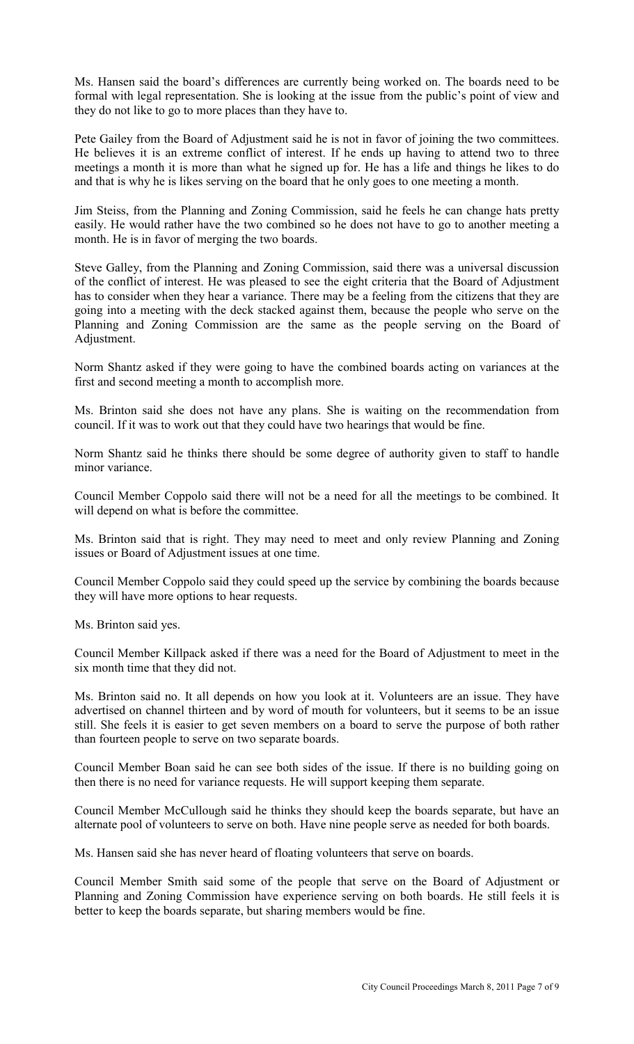Ms. Hansen said the board's differences are currently being worked on. The boards need to be formal with legal representation. She is looking at the issue from the public's point of view and they do not like to go to more places than they have to.

Pete Gailey from the Board of Adjustment said he is not in favor of joining the two committees. He believes it is an extreme conflict of interest. If he ends up having to attend two to three meetings a month it is more than what he signed up for. He has a life and things he likes to do and that is why he is likes serving on the board that he only goes to one meeting a month.

Jim Steiss, from the Planning and Zoning Commission, said he feels he can change hats pretty easily. He would rather have the two combined so he does not have to go to another meeting a month. He is in favor of merging the two boards.

Steve Galley, from the Planning and Zoning Commission, said there was a universal discussion of the conflict of interest. He was pleased to see the eight criteria that the Board of Adjustment has to consider when they hear a variance. There may be a feeling from the citizens that they are going into a meeting with the deck stacked against them, because the people who serve on the Planning and Zoning Commission are the same as the people serving on the Board of Adjustment.

Norm Shantz asked if they were going to have the combined boards acting on variances at the first and second meeting a month to accomplish more.

Ms. Brinton said she does not have any plans. She is waiting on the recommendation from council. If it was to work out that they could have two hearings that would be fine.

Norm Shantz said he thinks there should be some degree of authority given to staff to handle minor variance.

Council Member Coppolo said there will not be a need for all the meetings to be combined. It will depend on what is before the committee.

Ms. Brinton said that is right. They may need to meet and only review Planning and Zoning issues or Board of Adjustment issues at one time.

Council Member Coppolo said they could speed up the service by combining the boards because they will have more options to hear requests.

Ms. Brinton said yes.

Council Member Killpack asked if there was a need for the Board of Adjustment to meet in the six month time that they did not.

Ms. Brinton said no. It all depends on how you look at it. Volunteers are an issue. They have advertised on channel thirteen and by word of mouth for volunteers, but it seems to be an issue still. She feels it is easier to get seven members on a board to serve the purpose of both rather than fourteen people to serve on two separate boards.

Council Member Boan said he can see both sides of the issue. If there is no building going on then there is no need for variance requests. He will support keeping them separate.

Council Member McCullough said he thinks they should keep the boards separate, but have an alternate pool of volunteers to serve on both. Have nine people serve as needed for both boards.

Ms. Hansen said she has never heard of floating volunteers that serve on boards.

Council Member Smith said some of the people that serve on the Board of Adjustment or Planning and Zoning Commission have experience serving on both boards. He still feels it is better to keep the boards separate, but sharing members would be fine.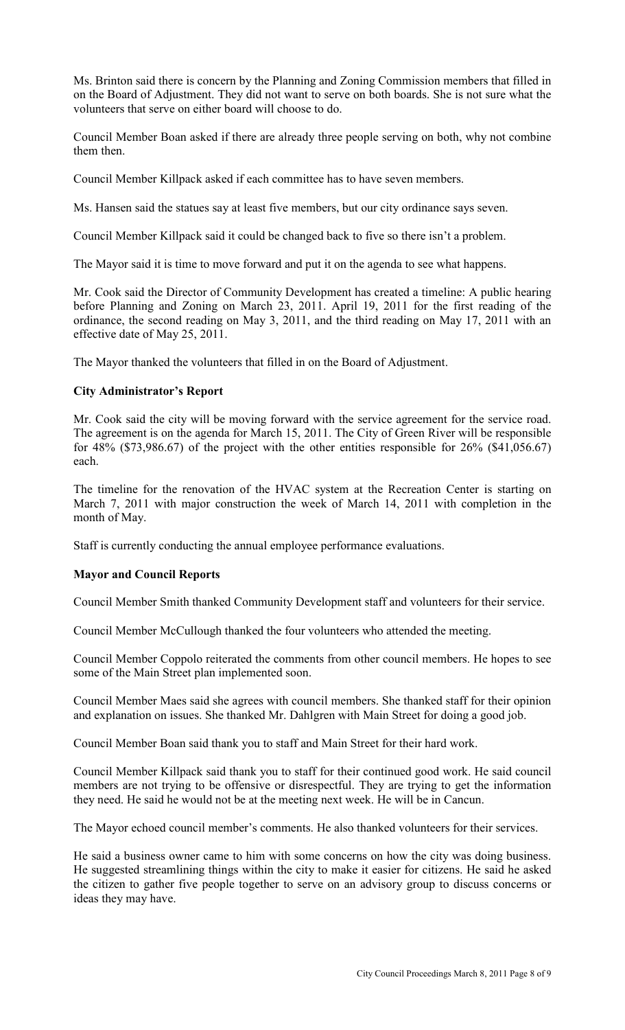Ms. Brinton said there is concern by the Planning and Zoning Commission members that filled in on the Board of Adjustment. They did not want to serve on both boards. She is not sure what the volunteers that serve on either board will choose to do.

Council Member Boan asked if there are already three people serving on both, why not combine them then.

Council Member Killpack asked if each committee has to have seven members.

Ms. Hansen said the statues say at least five members, but our city ordinance says seven.

Council Member Killpack said it could be changed back to five so there isn't a problem.

The Mayor said it is time to move forward and put it on the agenda to see what happens.

Mr. Cook said the Director of Community Development has created a timeline: A public hearing before Planning and Zoning on March 23, 2011. April 19, 2011 for the first reading of the ordinance, the second reading on May 3, 2011, and the third reading on May 17, 2011 with an effective date of May 25, 2011.

The Mayor thanked the volunteers that filled in on the Board of Adjustment.

**City Administrator's Report**

Mr. Cook said the city will be moving forward with the service agreement for the service road. The agreement is on the agenda for March 15, 2011. The City of Green River will be responsible for 48% ($73,986.67) of the project with the other entities responsible for 26% ($41,056.67) each.

The timeline for the renovation of the HVAC system at the Recreation Center is starting on March 7, 2011 with major construction the week of March 14, 2011 with completion in the month of May.

Staff is currently conducting the annual employee performance evaluations.

**Mayor and Council Reports**

Council Member Smith thanked Community Development staff and volunteers for their service.

Council Member McCullough thanked the four volunteers who attended the meeting.

Council Member Coppolo reiterated the comments from other council members. He hopes to see some of the Main Street plan implemented soon.

Council Member Maes said she agrees with council members. She thanked staff for their opinion and explanation on issues. She thanked Mr. Dahlgren with Main Street for doing a good job.

Council Member Boan said thank you to staff and Main Street for their hard work.

Council Member Killpack said thank you to staff for their continued good work. He said council members are not trying to be offensive or disrespectful. They are trying to get the information they need. He said he would not be at the meeting next week. He will be in Cancun.

The Mayor echoed council member's comments. He also thanked volunteers for their services.

He said a business owner came to him with some concerns on how the city was doing business. He suggested streamlining things within the city to make it easier for citizens. He said he asked the citizen to gather five people together to serve on an advisory group to discuss concerns or ideas they may have.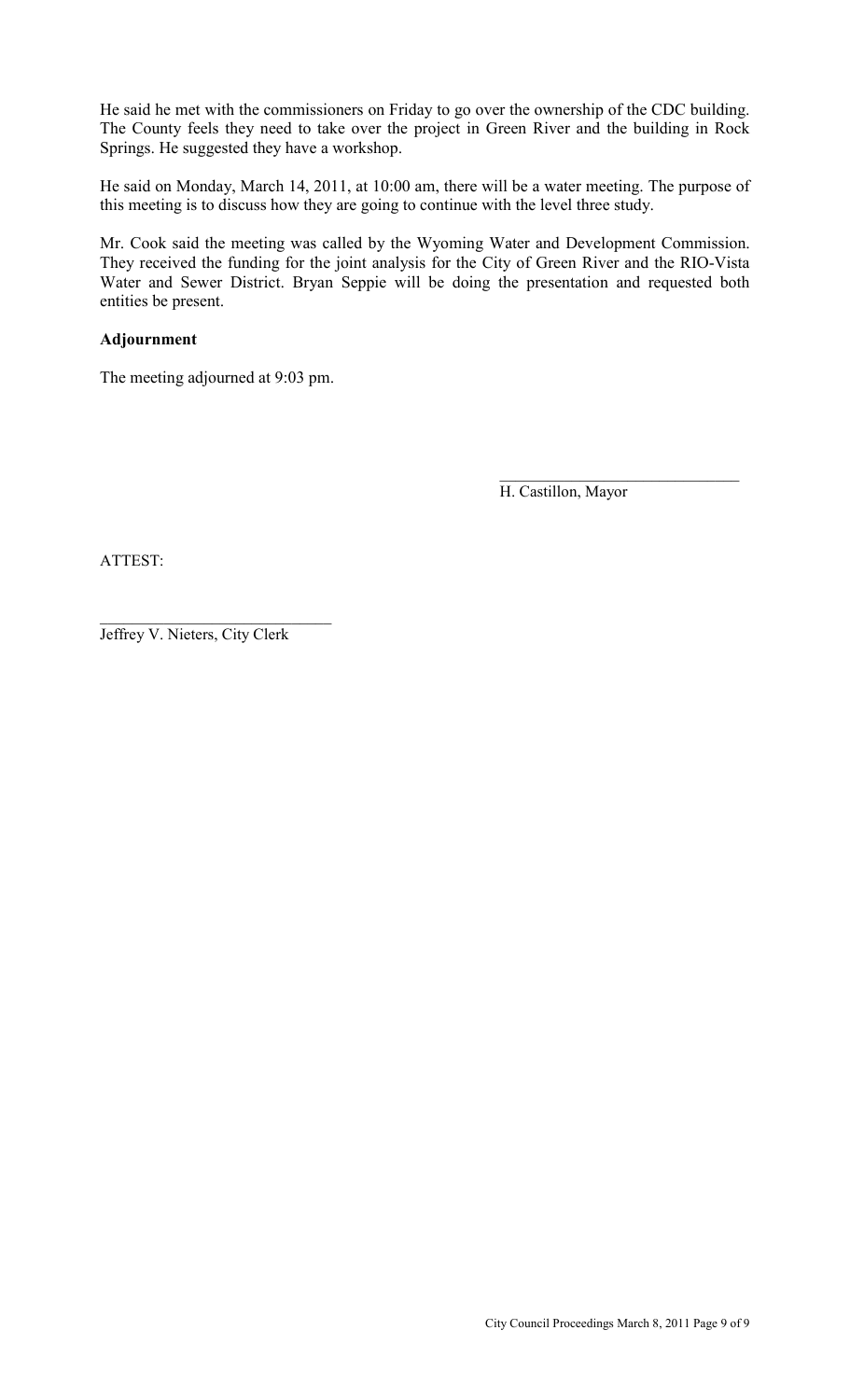He said he met with the commissioners on Friday to go over the ownership of the CDC building. The County feels they need to take over the project in Green River and the building in Rock Springs. He suggested they have a workshop.

He said on Monday, March 14, 2011, at 10:00 am, there will be a water meeting. The purpose of this meeting is to discuss how they are going to continue with the level three study.

Mr. Cook said the meeting was called by the Wyoming Water and Development Commission. They received the funding for the joint analysis for the City of Green River and the RIO-Vista Water and Sewer District. Bryan Seppie will be doing the presentation and requested both entities be present.

**Adjournment**

The meeting adjourned at 9:03 pm.

\_\_\_\_\_\_\_\_\_\_\_\_\_\_\_\_\_\_\_\_\_\_\_\_\_\_\_\_\_\_
H. Castillon, Mayor

ATTEST:

\_\_\_\_\_\_\_\_\_\_\_\_\_\_\_\_\_\_\_\_\_\_\_\_\_\_\_\_\_\_
Jeffrey V. Nieters, City Clerk